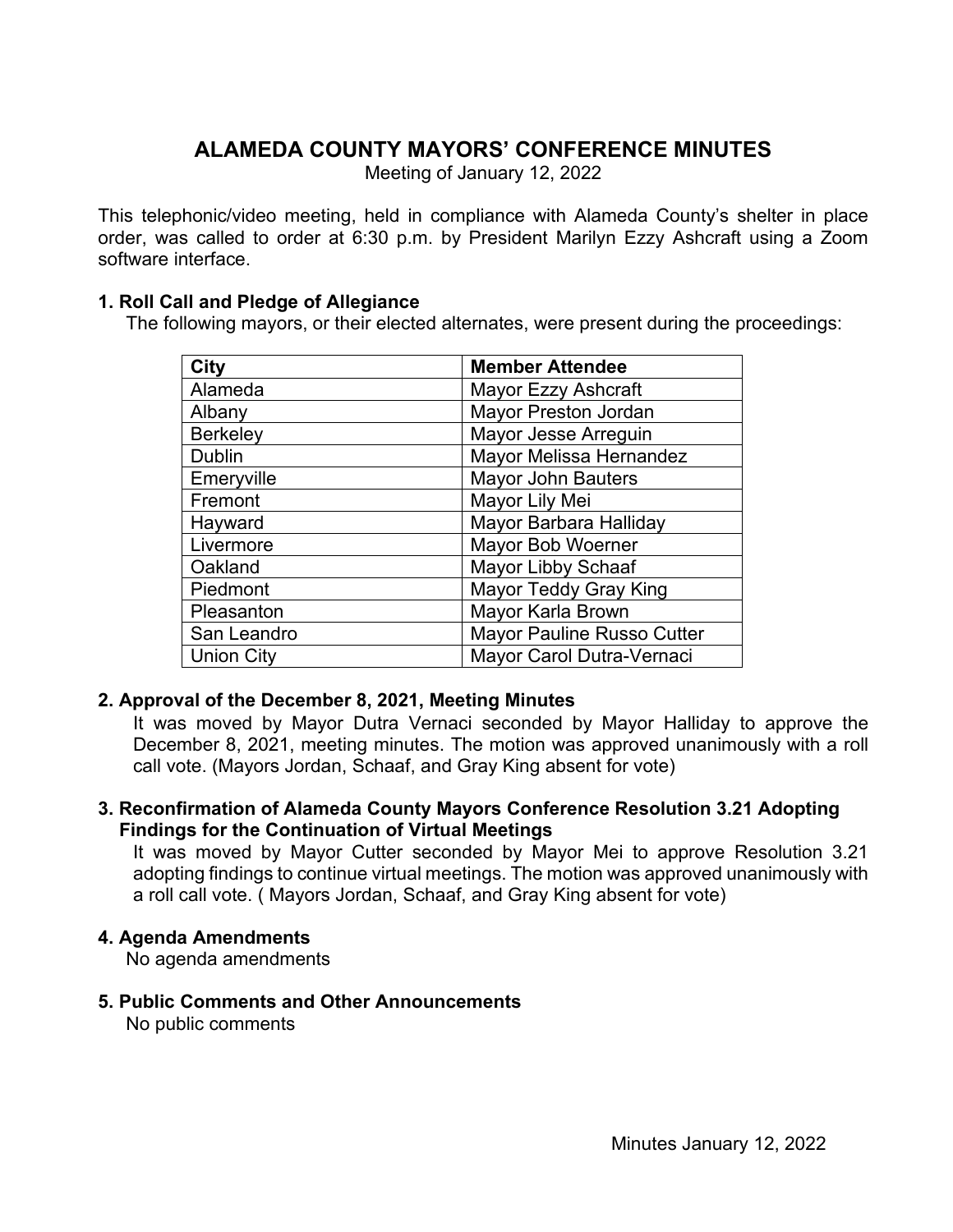# ALAMEDA COUNTY MAYORS' CONFERENCE MINUTES

Meeting of January 12, 2022

This telephonic/video meeting, held in compliance with Alameda County's shelter in place order, was called to order at 6:30 p.m. by President Marilyn Ezzy Ashcraft using a Zoom software interface.

### 1. Roll Call and Pledge of Allegiance

The following mayors, or their elected alternates, were present during the proceedings:

| City | Member Attendee |
|---|---|
| Alameda | Mayor Ezzy Ashcraft |
| Albany | Mayor Preston Jordan |
| Berkeley | Mayor Jesse Arreguin |
| Dublin | Mayor Melissa Hernandez |
| Emeryville | Mayor John Bauters |
| Fremont | Mayor Lily Mei |
| Hayward | Mayor Barbara Halliday |
| Livermore | Mayor Bob Woerner |
| Oakland | Mayor Libby Schaaf |
| Piedmont | Mayor Teddy Gray King |
| Pleasanton | Mayor Karla Brown |
| San Leandro | Mayor Pauline Russo Cutter |
| Union City | Mayor Carol Dutra-Vernaci |

### 2. Approval of the December 8, 2021, Meeting Minutes

It was moved by Mayor Dutra Vernaci seconded by Mayor Halliday to approve the December 8, 2021, meeting minutes. The motion was approved unanimously with a roll call vote. (Mayors Jordan, Schaaf, and Gray King absent for vote)

### 3. Reconfirmation of Alameda County Mayors Conference Resolution 3.21 Adopting Findings for the Continuation of Virtual Meetings

It was moved by Mayor Cutter seconded by Mayor Mei to approve Resolution 3.21 adopting findings to continue virtual meetings. The motion was approved unanimously with a roll call vote. ( Mayors Jordan, Schaaf, and Gray King absent for vote)

### 4. Agenda Amendments

No agenda amendments

### 5. Public Comments and Other Announcements

No public comments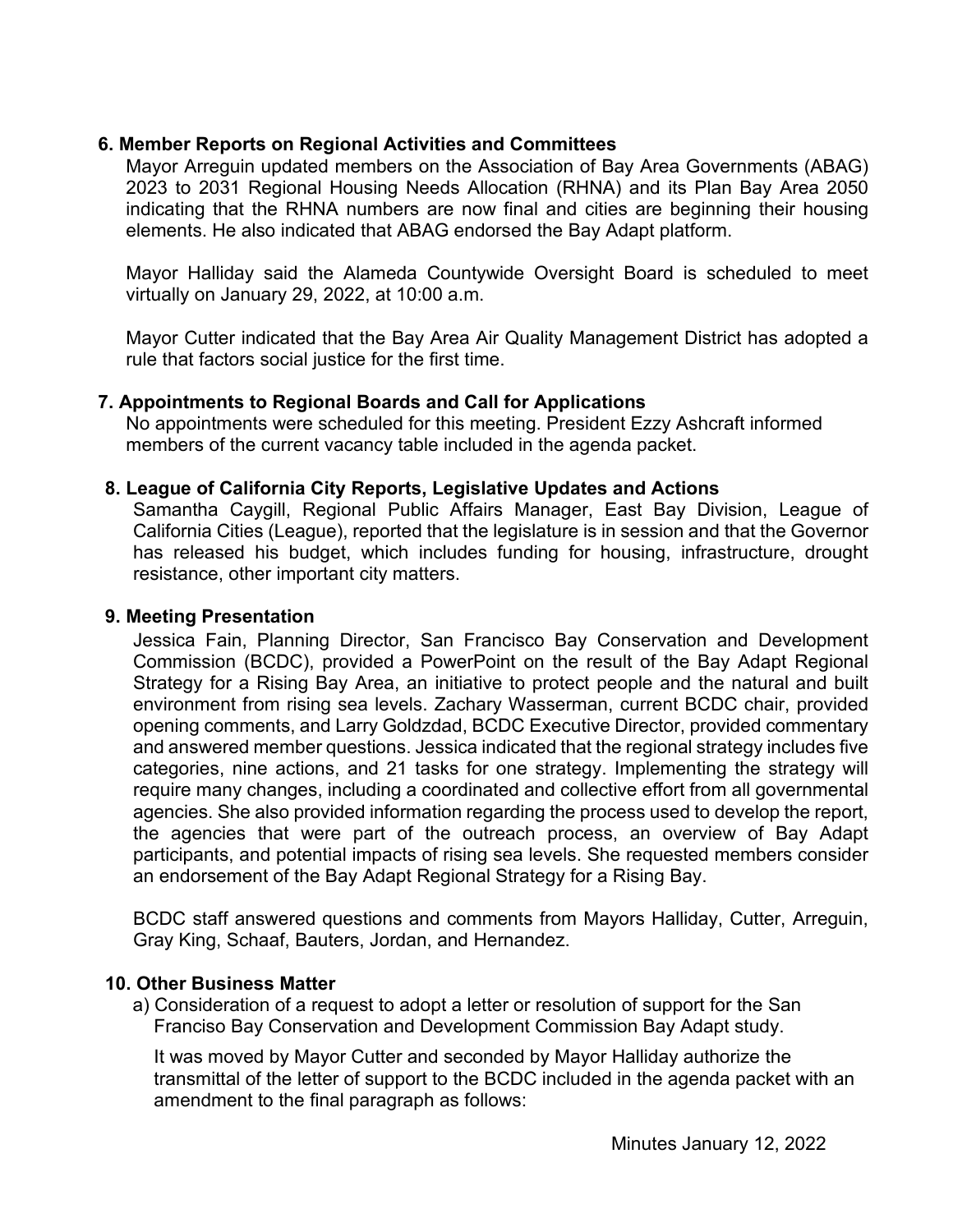**6. Member Reports on Regional Activities and Committees**

Mayor Arreguin updated members on the Association of Bay Area Governments (ABAG) 2023 to 2031 Regional Housing Needs Allocation (RHNA) and its Plan Bay Area 2050 indicating that the RHNA numbers are now final and cities are beginning their housing elements. He also indicated that ABAG endorsed the Bay Adapt platform.

Mayor Halliday said the Alameda Countywide Oversight Board is scheduled to meet virtually on January 29, 2022, at 10:00 a.m.

Mayor Cutter indicated that the Bay Area Air Quality Management District has adopted a rule that factors social justice for the first time.

**7. Appointments to Regional Boards and Call for Applications**

No appointments were scheduled for this meeting. President Ezzy Ashcraft informed members of the current vacancy table included in the agenda packet.

**8. League of California City Reports, Legislative Updates and Actions**

Samantha Caygill, Regional Public Affairs Manager, East Bay Division, League of California Cities (League), reported that the legislature is in session and that the Governor has released his budget, which includes funding for housing, infrastructure, drought resistance, other important city matters.

**9. Meeting Presentation**

Jessica Fain, Planning Director, San Francisco Bay Conservation and Development Commission (BCDC), provided a PowerPoint on the result of the Bay Adapt Regional Strategy for a Rising Bay Area, an initiative to protect people and the natural and built environment from rising sea levels. Zachary Wasserman, current BCDC chair, provided opening comments, and Larry Goldzdad, BCDC Executive Director, provided commentary and answered member questions. Jessica indicated that the regional strategy includes five categories, nine actions, and 21 tasks for one strategy. Implementing the strategy will require many changes, including a coordinated and collective effort from all governmental agencies. She also provided information regarding the process used to develop the report, the agencies that were part of the outreach process, an overview of Bay Adapt participants, and potential impacts of rising sea levels. She requested members consider an endorsement of the Bay Adapt Regional Strategy for a Rising Bay.

BCDC staff answered questions and comments from Mayors Halliday, Cutter, Arreguin, Gray King, Schaaf, Bauters, Jordan, and Hernandez.

**10. Other Business Matter**

a) Consideration of a request to adopt a letter or resolution of support for the San Franciso Bay Conservation and Development Commission Bay Adapt study.

It was moved by Mayor Cutter and seconded by Mayor Halliday authorize the transmittal of the letter of support to the BCDC included in the agenda packet with an amendment to the final paragraph as follows: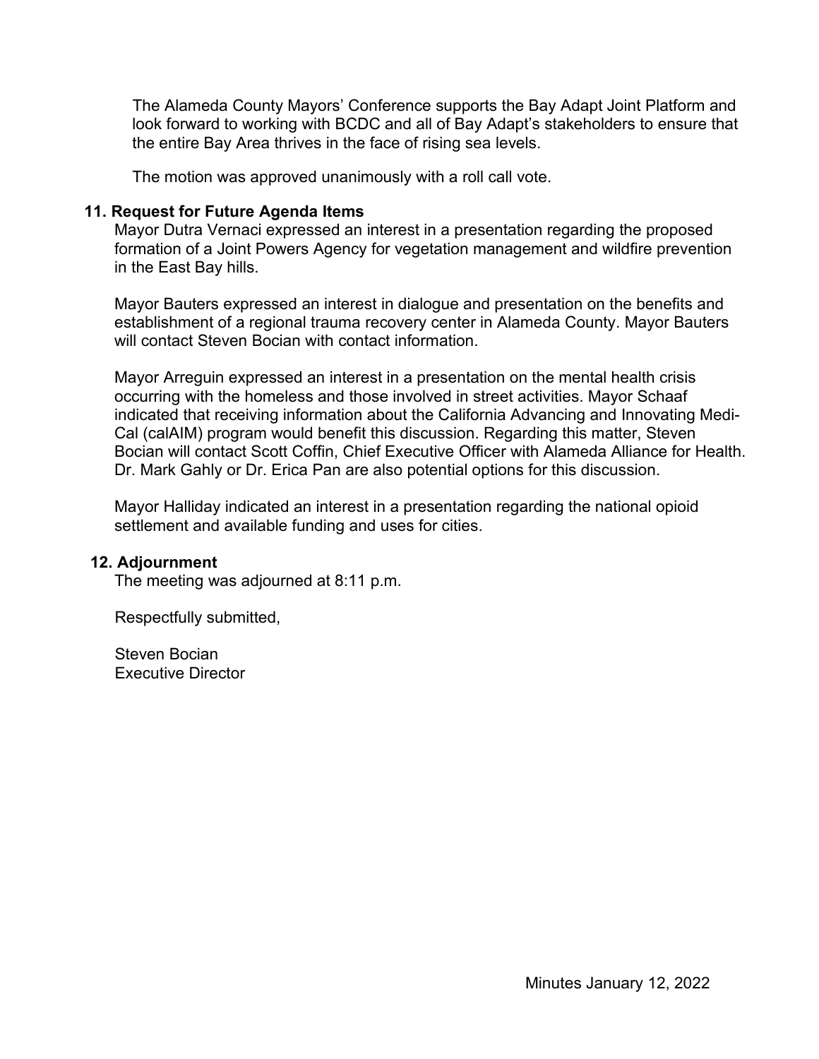The Alameda County Mayors' Conference supports the Bay Adapt Joint Platform and look forward to working with BCDC and all of Bay Adapt's stakeholders to ensure that the entire Bay Area thrives in the face of rising sea levels.

The motion was approved unanimously with a roll call vote.

**11. Request for Future Agenda Items**

Mayor Dutra Vernaci expressed an interest in a presentation regarding the proposed formation of a Joint Powers Agency for vegetation management and wildfire prevention in the East Bay hills.

Mayor Bauters expressed an interest in dialogue and presentation on the benefits and establishment of a regional trauma recovery center in Alameda County. Mayor Bauters will contact Steven Bocian with contact information.

Mayor Arreguin expressed an interest in a presentation on the mental health crisis occurring with the homeless and those involved in street activities. Mayor Schaaf indicated that receiving information about the California Advancing and Innovating Medi-Cal (calAIM) program would benefit this discussion. Regarding this matter, Steven Bocian will contact Scott Coffin, Chief Executive Officer with Alameda Alliance for Health. Dr. Mark Gahly or Dr. Erica Pan are also potential options for this discussion.

Mayor Halliday indicated an interest in a presentation regarding the national opioid settlement and available funding and uses for cities.

**12. Adjournment**

The meeting was adjourned at 8:11 p.m.

Respectfully submitted,

Steven Bocian
Executive Director